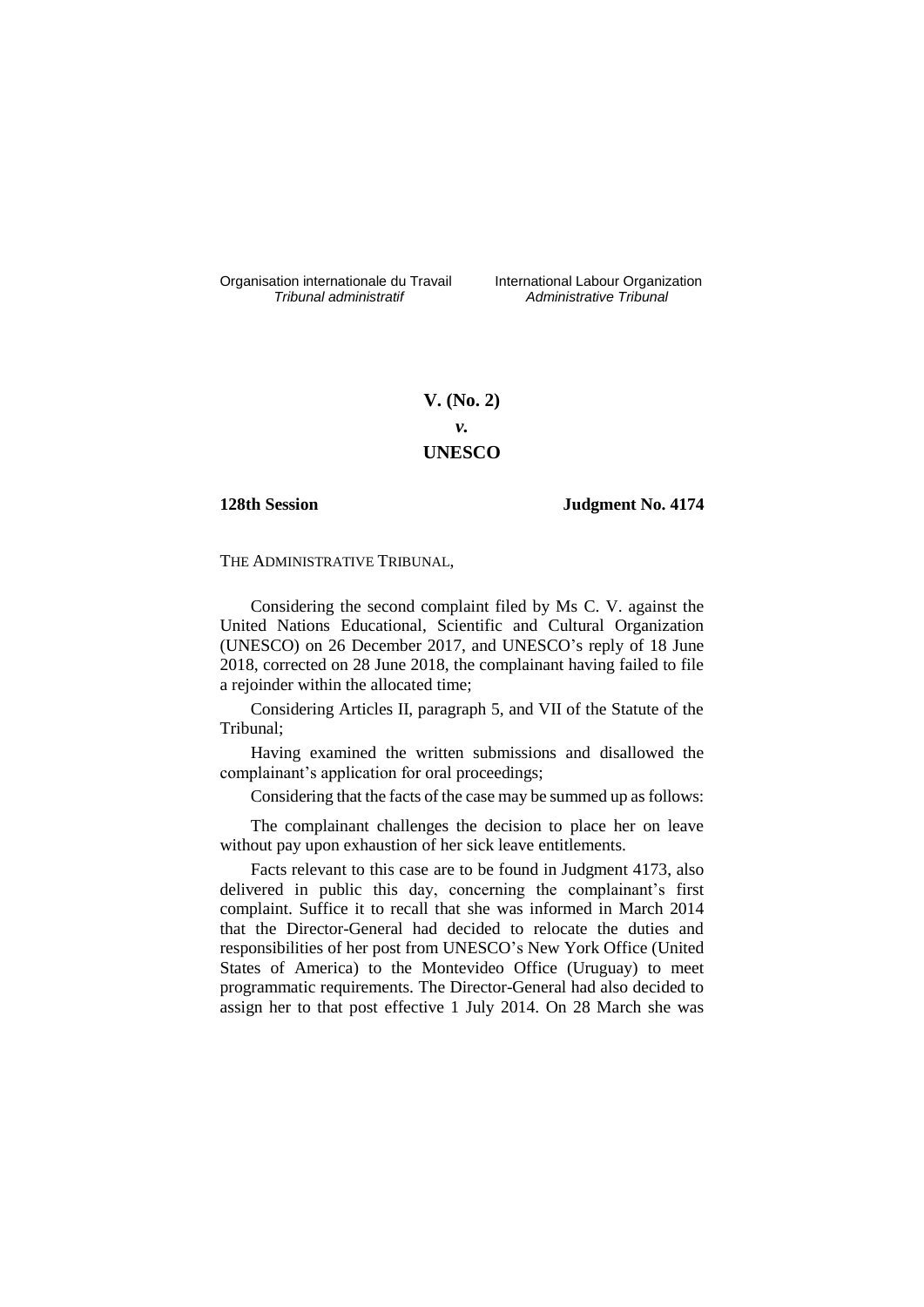Organisation internationale du Travail
*Tribunal administratif*

International Labour Organization
*Administrative Tribunal*

**V. (No. 2)**
***v.***
**UNESCO**

**128th Session** **Judgment No. 4174**

THE ADMINISTRATIVE TRIBUNAL,

Considering the second complaint filed by Ms C. V. against the United Nations Educational, Scientific and Cultural Organization (UNESCO) on 26 December 2017, and UNESCO's reply of 18 June 2018, corrected on 28 June 2018, the complainant having failed to file a rejoinder within the allocated time;

Considering Articles II, paragraph 5, and VII of the Statute of the Tribunal;

Having examined the written submissions and disallowed the complainant's application for oral proceedings;

Considering that the facts of the case may be summed up as follows:

The complainant challenges the decision to place her on leave without pay upon exhaustion of her sick leave entitlements.

Facts relevant to this case are to be found in Judgment 4173, also delivered in public this day, concerning the complainant's first complaint. Suffice it to recall that she was informed in March 2014 that the Director-General had decided to relocate the duties and responsibilities of her post from UNESCO's New York Office (United States of America) to the Montevideo Office (Uruguay) to meet programmatic requirements. The Director-General had also decided to assign her to that post effective 1 July 2014. On 28 March she was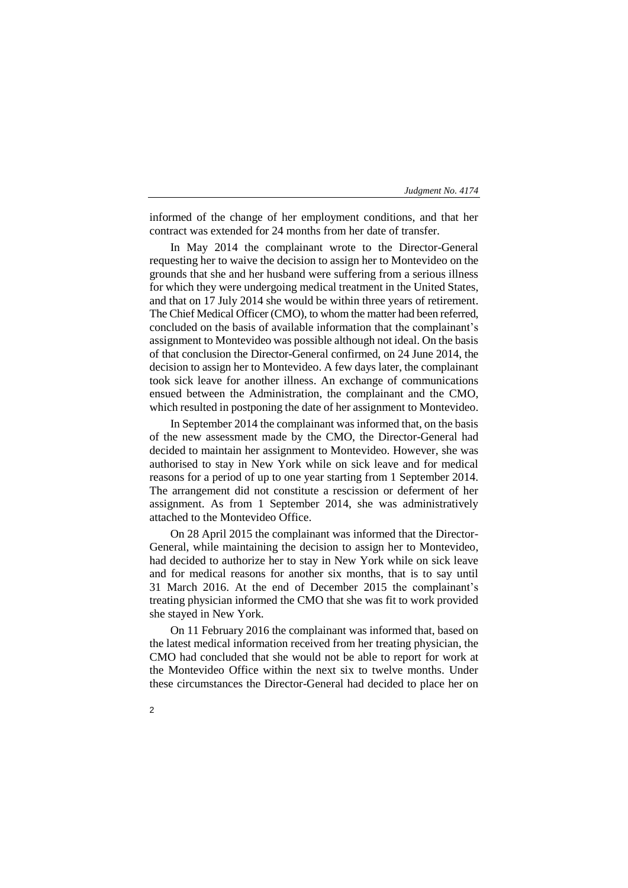informed of the change of her employment conditions, and that her contract was extended for 24 months from her date of transfer.

In May 2014 the complainant wrote to the Director-General requesting her to waive the decision to assign her to Montevideo on the grounds that she and her husband were suffering from a serious illness for which they were undergoing medical treatment in the United States, and that on 17 July 2014 she would be within three years of retirement. The Chief Medical Officer (CMO), to whom the matter had been referred, concluded on the basis of available information that the complainant's assignment to Montevideo was possible although not ideal. On the basis of that conclusion the Director-General confirmed, on 24 June 2014, the decision to assign her to Montevideo. A few days later, the complainant took sick leave for another illness. An exchange of communications ensued between the Administration, the complainant and the CMO, which resulted in postponing the date of her assignment to Montevideo.

In September 2014 the complainant was informed that, on the basis of the new assessment made by the CMO, the Director-General had decided to maintain her assignment to Montevideo. However, she was authorised to stay in New York while on sick leave and for medical reasons for a period of up to one year starting from 1 September 2014. The arrangement did not constitute a rescission or deferment of her assignment. As from 1 September 2014, she was administratively attached to the Montevideo Office.

On 28 April 2015 the complainant was informed that the Director-General, while maintaining the decision to assign her to Montevideo, had decided to authorize her to stay in New York while on sick leave and for medical reasons for another six months, that is to say until 31 March 2016. At the end of December 2015 the complainant's treating physician informed the CMO that she was fit to work provided she stayed in New York.

On 11 February 2016 the complainant was informed that, based on the latest medical information received from her treating physician, the CMO had concluded that she would not be able to report for work at the Montevideo Office within the next six to twelve months. Under these circumstances the Director-General had decided to place her on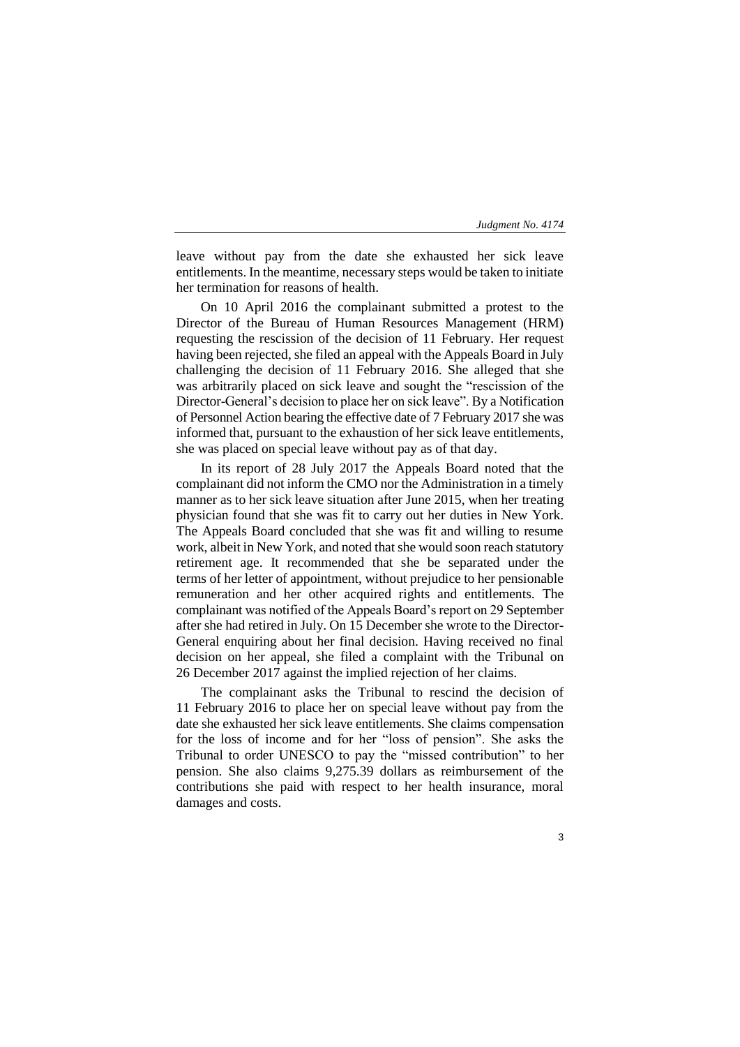leave without pay from the date she exhausted her sick leave entitlements. In the meantime, necessary steps would be taken to initiate her termination for reasons of health.

On 10 April 2016 the complainant submitted a protest to the Director of the Bureau of Human Resources Management (HRM) requesting the rescission of the decision of 11 February. Her request having been rejected, she filed an appeal with the Appeals Board in July challenging the decision of 11 February 2016. She alleged that she was arbitrarily placed on sick leave and sought the "rescission of the Director-General's decision to place her on sick leave". By a Notification of Personnel Action bearing the effective date of 7 February 2017 she was informed that, pursuant to the exhaustion of her sick leave entitlements, she was placed on special leave without pay as of that day.

In its report of 28 July 2017 the Appeals Board noted that the complainant did not inform the CMO nor the Administration in a timely manner as to her sick leave situation after June 2015, when her treating physician found that she was fit to carry out her duties in New York. The Appeals Board concluded that she was fit and willing to resume work, albeit in New York, and noted that she would soon reach statutory retirement age. It recommended that she be separated under the terms of her letter of appointment, without prejudice to her pensionable remuneration and her other acquired rights and entitlements. The complainant was notified of the Appeals Board's report on 29 September after she had retired in July. On 15 December she wrote to the Director-General enquiring about her final decision. Having received no final decision on her appeal, she filed a complaint with the Tribunal on 26 December 2017 against the implied rejection of her claims.

The complainant asks the Tribunal to rescind the decision of 11 February 2016 to place her on special leave without pay from the date she exhausted her sick leave entitlements. She claims compensation for the loss of income and for her "loss of pension". She asks the Tribunal to order UNESCO to pay the "missed contribution" to her pension. She also claims 9,275.39 dollars as reimbursement of the contributions she paid with respect to her health insurance, moral damages and costs.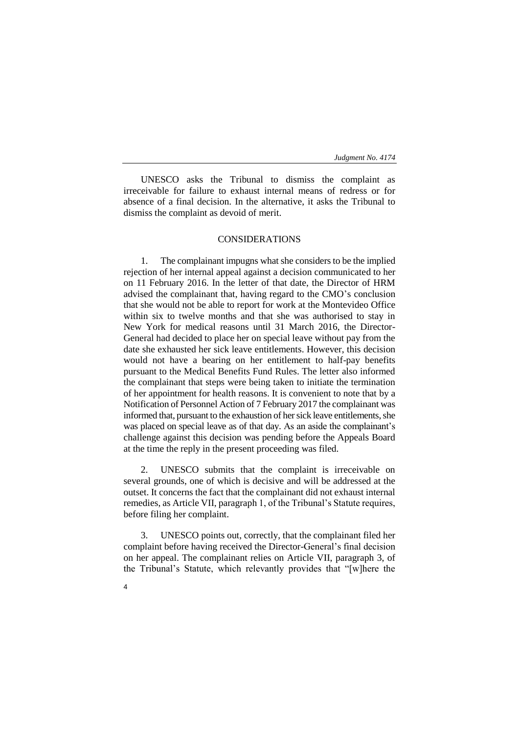UNESCO asks the Tribunal to dismiss the complaint as irreceivable for failure to exhaust internal means of redress or for absence of a final decision. In the alternative, it asks the Tribunal to dismiss the complaint as devoid of merit.

## CONSIDERATIONS

1. The complainant impugns what she considers to be the implied rejection of her internal appeal against a decision communicated to her on 11 February 2016. In the letter of that date, the Director of HRM advised the complainant that, having regard to the CMO's conclusion that she would not be able to report for work at the Montevideo Office within six to twelve months and that she was authorised to stay in New York for medical reasons until 31 March 2016, the Director-General had decided to place her on special leave without pay from the date she exhausted her sick leave entitlements. However, this decision would not have a bearing on her entitlement to half-pay benefits pursuant to the Medical Benefits Fund Rules. The letter also informed the complainant that steps were being taken to initiate the termination of her appointment for health reasons. It is convenient to note that by a Notification of Personnel Action of 7 February 2017 the complainant was informed that, pursuant to the exhaustion of her sick leave entitlements, she was placed on special leave as of that day. As an aside the complainant's challenge against this decision was pending before the Appeals Board at the time the reply in the present proceeding was filed.

2. UNESCO submits that the complaint is irreceivable on several grounds, one of which is decisive and will be addressed at the outset. It concerns the fact that the complainant did not exhaust internal remedies, as Article VII, paragraph 1, of the Tribunal's Statute requires, before filing her complaint.

3. UNESCO points out, correctly, that the complainant filed her complaint before having received the Director-General's final decision on her appeal. The complainant relies on Article VII, paragraph 3, of the Tribunal's Statute, which relevantly provides that "[w]here the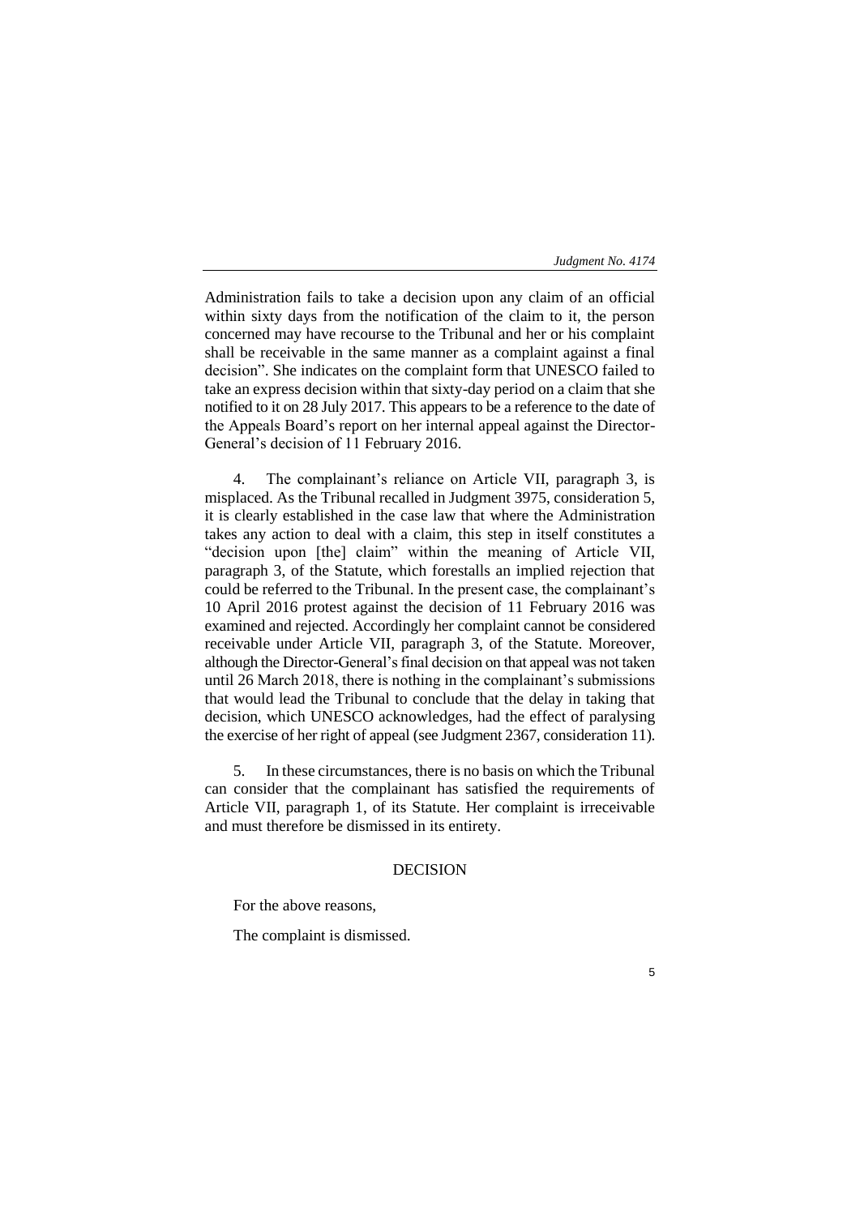Administration fails to take a decision upon any claim of an official within sixty days from the notification of the claim to it, the person concerned may have recourse to the Tribunal and her or his complaint shall be receivable in the same manner as a complaint against a final decision". She indicates on the complaint form that UNESCO failed to take an express decision within that sixty-day period on a claim that she notified to it on 28 July 2017. This appears to be a reference to the date of the Appeals Board's report on her internal appeal against the Director-General's decision of 11 February 2016.

4. The complainant's reliance on Article VII, paragraph 3, is misplaced. As the Tribunal recalled in Judgment 3975, consideration 5, it is clearly established in the case law that where the Administration takes any action to deal with a claim, this step in itself constitutes a "decision upon [the] claim" within the meaning of Article VII, paragraph 3, of the Statute, which forestalls an implied rejection that could be referred to the Tribunal. In the present case, the complainant's 10 April 2016 protest against the decision of 11 February 2016 was examined and rejected. Accordingly her complaint cannot be considered receivable under Article VII, paragraph 3, of the Statute. Moreover, although the Director-General's final decision on that appeal was not taken until 26 March 2018, there is nothing in the complainant's submissions that would lead the Tribunal to conclude that the delay in taking that decision, which UNESCO acknowledges, had the effect of paralysing the exercise of her right of appeal (see Judgment 2367, consideration 11).

5. In these circumstances, there is no basis on which the Tribunal can consider that the complainant has satisfied the requirements of Article VII, paragraph 1, of its Statute. Her complaint is irreceivable and must therefore be dismissed in its entirety.

## DECISION

For the above reasons,

The complaint is dismissed.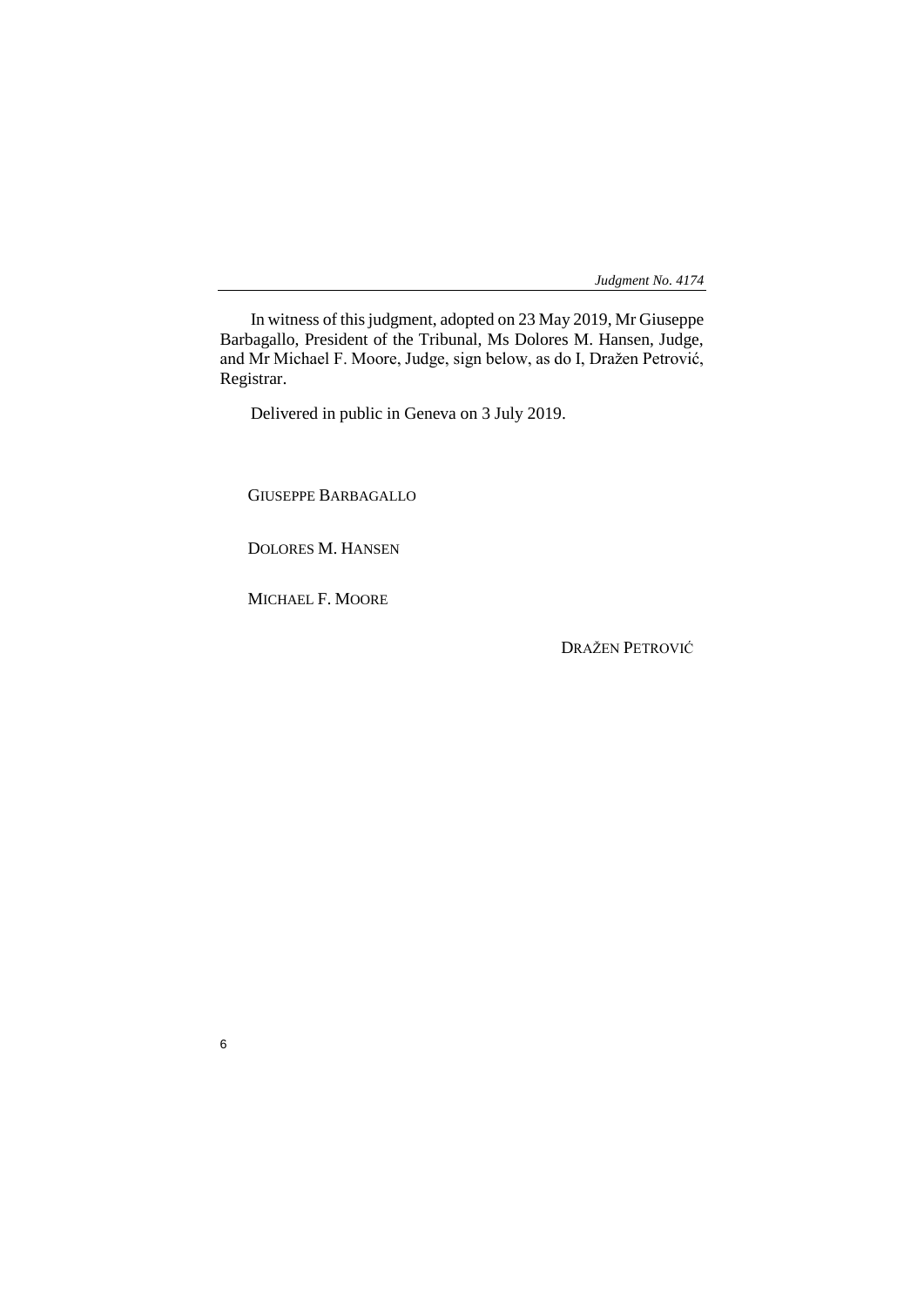In witness of this judgment, adopted on 23 May 2019, Mr Giuseppe Barbagallo, President of the Tribunal, Ms Dolores M. Hansen, Judge, and Mr Michael F. Moore, Judge, sign below, as do I, Dražen Petrović, Registrar.

Delivered in public in Geneva on 3 July 2019.

GIUSEPPE BARBAGALLO

DOLORES M. HANSEN

MICHAEL F. MOORE

DRAŽEN PETROVIĆ